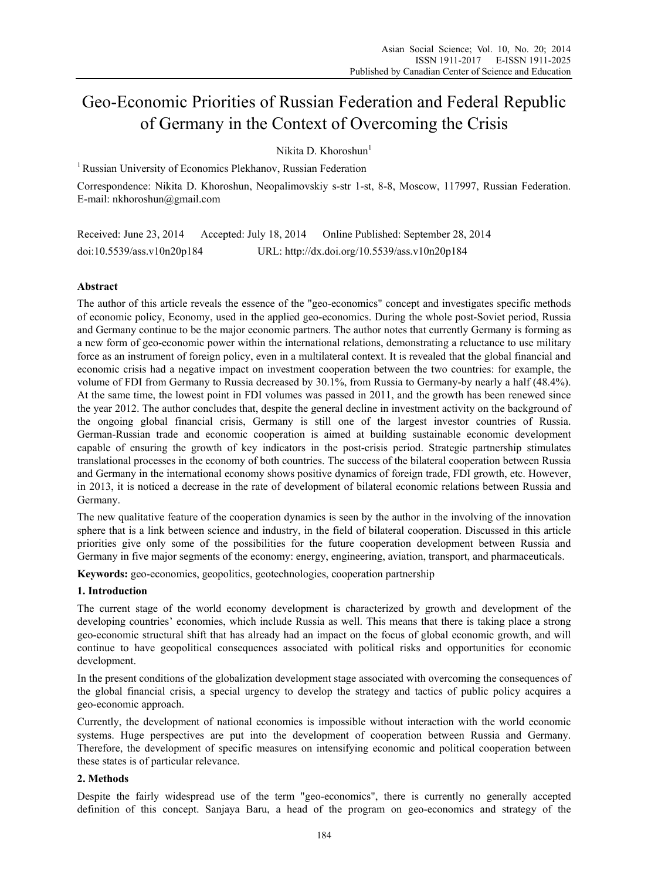# Geo-Economic Priorities of Russian Federation and Federal Republic of Germany in the Context of Overcoming the Crisis

Nikita D. Khoroshun[1]

[1] Russian University of Economics Plekhanov, Russian Federation

Correspondence: Nikita D. Khoroshun, Neopalimovskiy s-str 1-st, 8-8, Moscow, 117997, Russian Federation. E-mail: nkhoroshun@gmail.com

Received: June 23, 2014 Accepted: July 18, 2014 Online Published: September 28, 2014

doi:10.5539/ass.v10n20p184 URL: http://dx.doi.org/10.5539/ass.v10n20p184

## Abstract

The author of this article reveals the essence of the "geo-economics" concept and investigates specific methods of economic policy, Economy, used in the applied geo-economics. During the whole post-Soviet period, Russia and Germany continue to be the major economic partners. The author notes that currently Germany is forming as a new form of geo-economic power within the international relations, demonstrating a reluctance to use military force as an instrument of foreign policy, even in a multilateral context. It is revealed that the global financial and economic crisis had a negative impact on investment cooperation between the two countries: for example, the volume of FDI from Germany to Russia decreased by 30.1%, from Russia to Germany-by nearly a half (48.4%). At the same time, the lowest point in FDI volumes was passed in 2011, and the growth has been renewed since the year 2012. The author concludes that, despite the general decline in investment activity on the background of the ongoing global financial crisis, Germany is still one of the largest investor countries of Russia. German-Russian trade and economic cooperation is aimed at building sustainable economic development capable of ensuring the growth of key indicators in the post-crisis period. Strategic partnership stimulates translational processes in the economy of both countries. The success of the bilateral cooperation between Russia and Germany in the international economy shows positive dynamics of foreign trade, FDI growth, etc. However, in 2013, it is noticed a decrease in the rate of development of bilateral economic relations between Russia and Germany.

The new qualitative feature of the cooperation dynamics is seen by the author in the involving of the innovation sphere that is a link between science and industry, in the field of bilateral cooperation. Discussed in this article priorities give only some of the possibilities for the future cooperation development between Russia and Germany in five major segments of the economy: energy, engineering, aviation, transport, and pharmaceuticals.

**Keywords:** geo-economics, geopolitics, geotechnologies, cooperation partnership

## 1. Introduction

The current stage of the world economy development is characterized by growth and development of the developing countries' economies, which include Russia as well. This means that there is taking place a strong geo-economic structural shift that has already had an impact on the focus of global economic growth, and will continue to have geopolitical consequences associated with political risks and opportunities for economic development.

In the present conditions of the globalization development stage associated with overcoming the consequences of the global financial crisis, a special urgency to develop the strategy and tactics of public policy acquires a geo-economic approach.

Currently, the development of national economies is impossible without interaction with the world economic systems. Huge perspectives are put into the development of cooperation between Russia and Germany. Therefore, the development of specific measures on intensifying economic and political cooperation between these states is of particular relevance.

## 2. Methods

Despite the fairly widespread use of the term "geo-economics", there is currently no generally accepted definition of this concept. Sanjaya Baru, a head of the program on geo-economics and strategy of the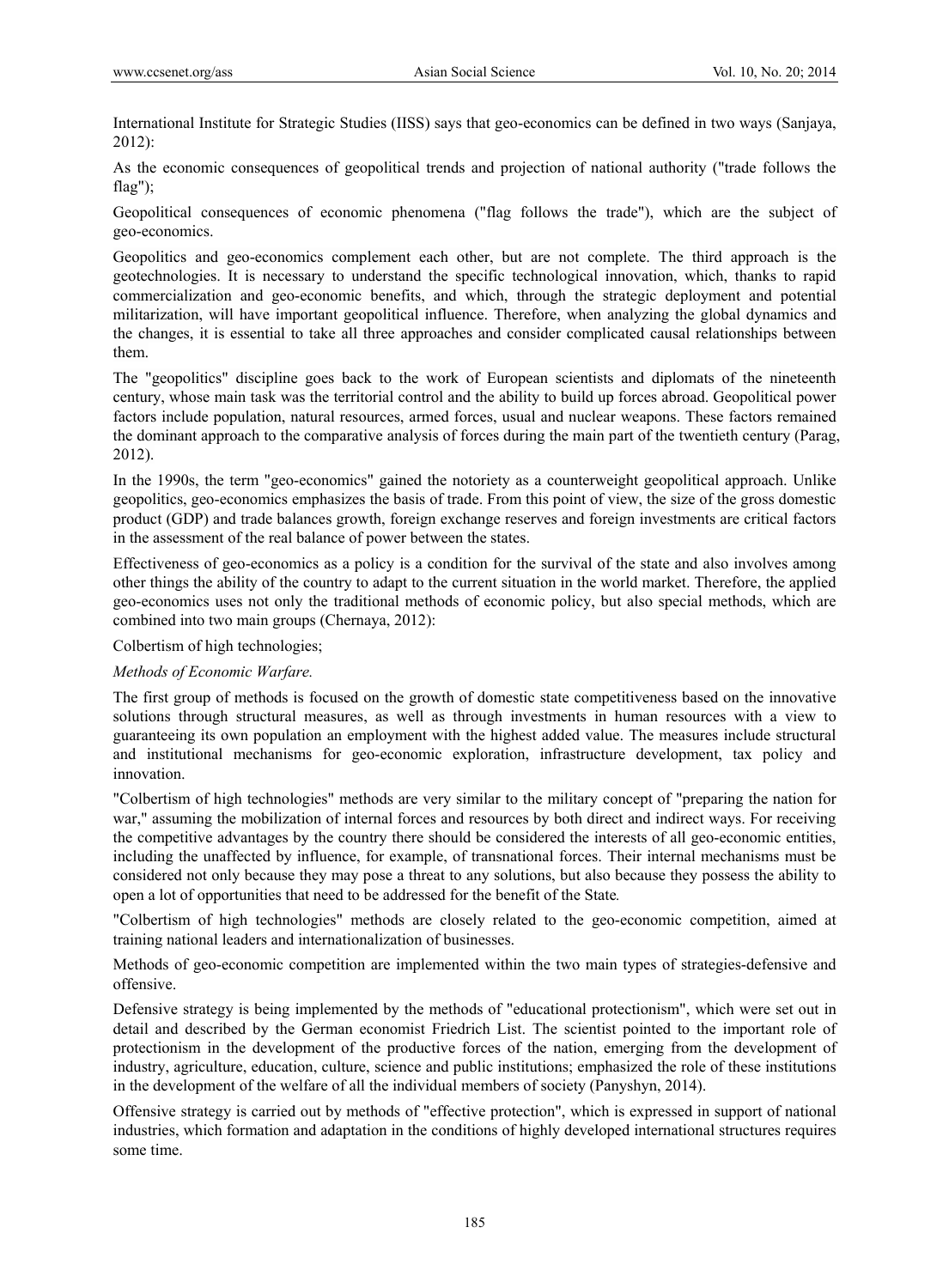International Institute for Strategic Studies (IISS) says that geo-economics can be defined in two ways (Sanjaya, 2012):

As the economic consequences of geopolitical trends and projection of national authority ("trade follows the flag");

Geopolitical consequences of economic phenomena ("flag follows the trade"), which are the subject of geo-economics.

Geopolitics and geo-economics complement each other, but are not complete. The third approach is the geotechnologies. It is necessary to understand the specific technological innovation, which, thanks to rapid commercialization and geo-economic benefits, and which, through the strategic deployment and potential militarization, will have important geopolitical influence. Therefore, when analyzing the global dynamics and the changes, it is essential to take all three approaches and consider complicated causal relationships between them.

The "geopolitics" discipline goes back to the work of European scientists and diplomats of the nineteenth century, whose main task was the territorial control and the ability to build up forces abroad. Geopolitical power factors include population, natural resources, armed forces, usual and nuclear weapons. These factors remained the dominant approach to the comparative analysis of forces during the main part of the twentieth century (Parag, 2012).

In the 1990s, the term "geo-economics" gained the notoriety as a counterweight geopolitical approach. Unlike geopolitics, geo-economics emphasizes the basis of trade. From this point of view, the size of the gross domestic product (GDP) and trade balances growth, foreign exchange reserves and foreign investments are critical factors in the assessment of the real balance of power between the states.

Effectiveness of geo-economics as a policy is a condition for the survival of the state and also involves among other things the ability of the country to adapt to the current situation in the world market. Therefore, the applied geo-economics uses not only the traditional methods of economic policy, but also special methods, which are combined into two main groups (Chernaya, 2012):

Colbertism of high technologies;

*Methods of Economic Warfare.*

The first group of methods is focused on the growth of domestic state competitiveness based on the innovative solutions through structural measures, as well as through investments in human resources with a view to guaranteeing its own population an employment with the highest added value. The measures include structural and institutional mechanisms for geo-economic exploration, infrastructure development, tax policy and innovation.

"Colbertism of high technologies" methods are very similar to the military concept of "preparing the nation for war," assuming the mobilization of internal forces and resources by both direct and indirect ways. For receiving the competitive advantages by the country there should be considered the interests of all geo-economic entities, including the unaffected by influence, for example, of transnational forces. Their internal mechanisms must be considered not only because they may pose a threat to any solutions, but also because they possess the ability to open a lot of opportunities that need to be addressed for the benefit of the State*.*

"Colbertism of high technologies" methods are closely related to the geo-economic competition, aimed at training national leaders and internationalization of businesses.

Methods of geo-economic competition are implemented within the two main types of strategies-defensive and offensive.

Defensive strategy is being implemented by the methods of "educational protectionism", which were set out in detail and described by the German economist Friedrich List. The scientist pointed to the important role of protectionism in the development of the productive forces of the nation, emerging from the development of industry, agriculture, education, culture, science and public institutions; emphasized the role of these institutions in the development of the welfare of all the individual members of society (Panyshyn, 2014).

Offensive strategy is carried out by methods of "effective protection", which is expressed in support of national industries, which formation and adaptation in the conditions of highly developed international structures requires some time.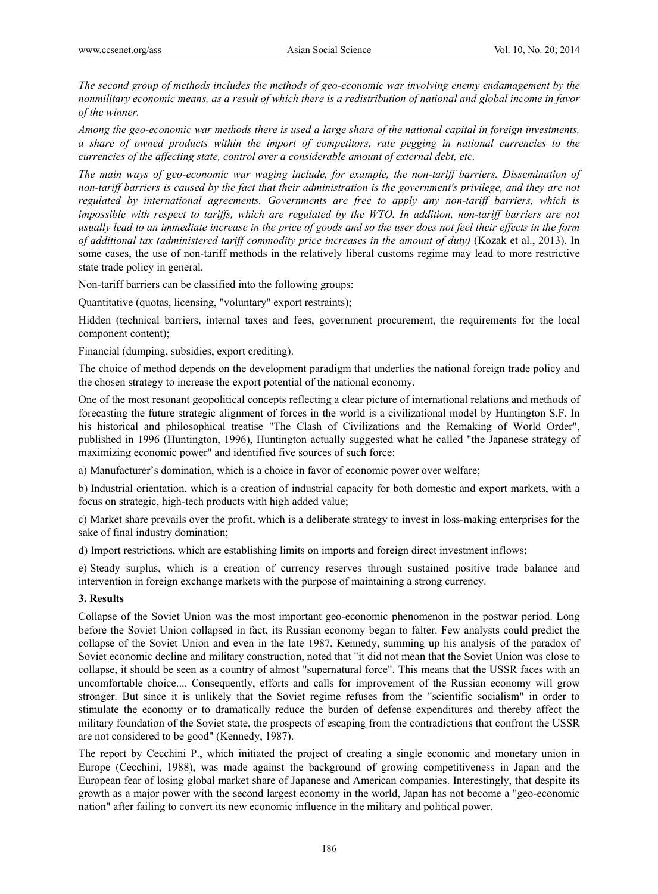*The second group of methods includes the methods of geo-economic war involving enemy endamagement by the nonmilitary economic means, as a result of which there is a redistribution of national and global income in favor of the winner.*

*Among the geo-economic war methods there is used a large share of the national capital in foreign investments, a share of owned products within the import of competitors, rate pegging in national currencies to the currencies of the affecting state, control over a considerable amount of external debt, etc.*

*The main ways of geo-economic war waging include, for example, the non-tariff barriers. Dissemination of non-tariff barriers is caused by the fact that their administration is the government's privilege, and they are not regulated by international agreements. Governments are free to apply any non-tariff barriers, which is impossible with respect to tariffs, which are regulated by the WTO. In addition, non-tariff barriers are not usually lead to an immediate increase in the price of goods and so the user does not feel their effects in the form of additional tax (administered tariff commodity price increases in the amount of duty)* (Kozak et al., 2013). In some cases, the use of non-tariff methods in the relatively liberal customs regime may lead to more restrictive state trade policy in general.

Non-tariff barriers can be classified into the following groups:

Quantitative (quotas, licensing, "voluntary" export restraints);

Hidden (technical barriers, internal taxes and fees, government procurement, the requirements for the local component content);

Financial (dumping, subsidies, export crediting).

The choice of method depends on the development paradigm that underlies the national foreign trade policy and the chosen strategy to increase the export potential of the national economy.

One of the most resonant geopolitical concepts reflecting a clear picture of international relations and methods of forecasting the future strategic alignment of forces in the world is a civilizational model by Huntington S.F. In his historical and philosophical treatise "The Clash of Civilizations and the Remaking of World Order", published in 1996 (Huntington, 1996), Huntington actually suggested what he called "the Japanese strategy of maximizing economic power" and identified five sources of such force:

a) Manufacturer's domination, which is a choice in favor of economic power over welfare;

b) Industrial orientation, which is a creation of industrial capacity for both domestic and export markets, with a focus on strategic, high-tech products with high added value;

c) Market share prevails over the profit, which is a deliberate strategy to invest in loss-making enterprises for the sake of final industry domination;

d) Import restrictions, which are establishing limits on imports and foreign direct investment inflows;

e) Steady surplus, which is a creation of currency reserves through sustained positive trade balance and intervention in foreign exchange markets with the purpose of maintaining a strong currency.

### 3. Results

Collapse of the Soviet Union was the most important geo-economic phenomenon in the postwar period. Long before the Soviet Union collapsed in fact, its Russian economy began to falter. Few analysts could predict the collapse of the Soviet Union and even in the late 1987, Kennedy, summing up his analysis of the paradox of Soviet economic decline and military construction, noted that "it did not mean that the Soviet Union was close to collapse, it should be seen as a country of almost "supernatural force". This means that the USSR faces with an uncomfortable choice.... Consequently, efforts and calls for improvement of the Russian economy will grow stronger. But since it is unlikely that the Soviet regime refuses from the "scientific socialism" in order to stimulate the economy or to dramatically reduce the burden of defense expenditures and thereby affect the military foundation of the Soviet state, the prospects of escaping from the contradictions that confront the USSR are not considered to be good" (Kennedy, 1987).

The report by Cecchini P., which initiated the project of creating a single economic and monetary union in Europe (Cecchini, 1988), was made against the background of growing competitiveness in Japan and the European fear of losing global market share of Japanese and American companies. Interestingly, that despite its growth as a major power with the second largest economy in the world, Japan has not become a "geo-economic nation" after failing to convert its new economic influence in the military and political power.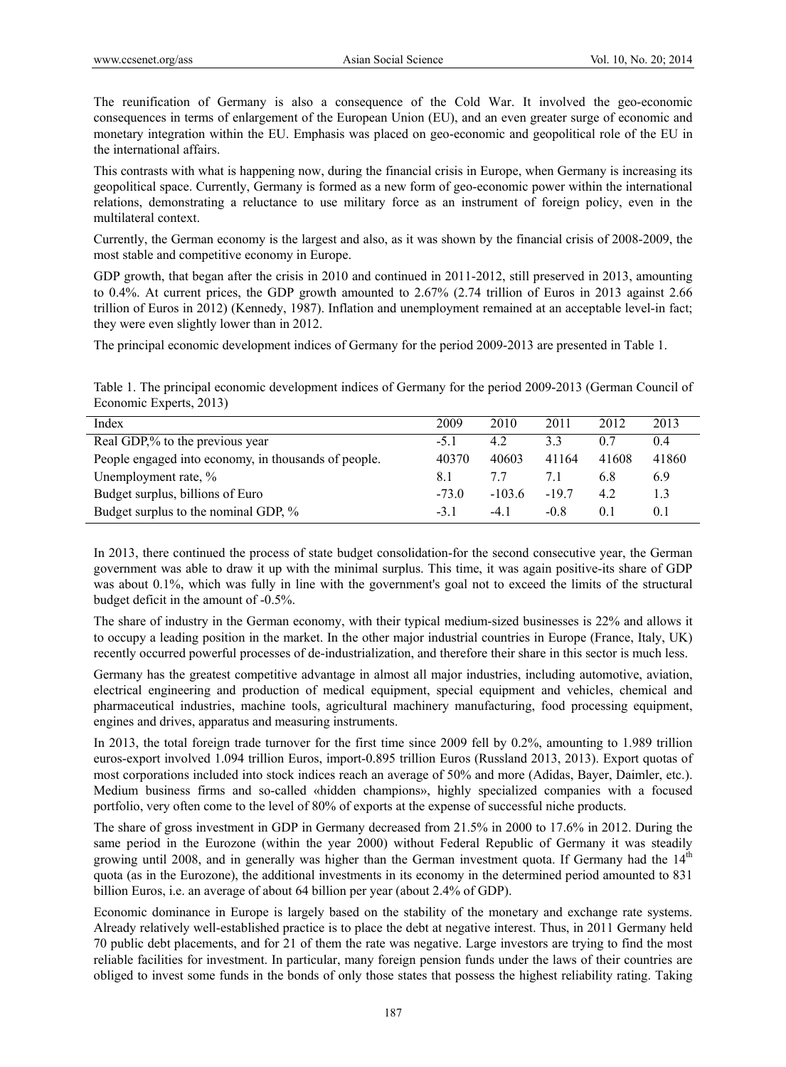The reunification of Germany is also a consequence of the Cold War. It involved the geo-economic consequences in terms of enlargement of the European Union (EU), and an even greater surge of economic and monetary integration within the EU. Emphasis was placed on geo-economic and geopolitical role of the EU in the international affairs.

This contrasts with what is happening now, during the financial crisis in Europe, when Germany is increasing its geopolitical space. Currently, Germany is formed as a new form of geo-economic power within the international relations, demonstrating a reluctance to use military force as an instrument of foreign policy, even in the multilateral context.

Currently, the German economy is the largest and also, as it was shown by the financial crisis of 2008-2009, the most stable and competitive economy in Europe.

GDP growth, that began after the crisis in 2010 and continued in 2011-2012, still preserved in 2013, amounting to 0.4%. At current prices, the GDP growth amounted to 2.67% (2.74 trillion of Euros in 2013 against 2.66 trillion of Euros in 2012) (Kennedy, 1987). Inflation and unemployment remained at an acceptable level-in fact; they were even slightly lower than in 2012.

The principal economic development indices of Germany for the period 2009-2013 are presented in Table 1.

Table 1. The principal economic development indices of Germany for the period 2009-2013 (German Council of Economic Experts, 2013)

| Index | 2009 | 2010 | 2011 | 2012 | 2013 |
|---|---|---|---|---|---|
| Real GDP,% to the previous year | -5.1 | 4.2 | 3.3 | 0.7 | 0.4 |
| People engaged into economy, in thousands of people. | 40370 | 40603 | 41164 | 41608 | 41860 |
| Unemployment rate, % | 8.1 | 7.7 | 7.1 | 6.8 | 6.9 |
| Budget surplus, billions of Euro | -73.0 | -103.6 | -19.7 | 4.2 | 1.3 |
| Budget surplus to the nominal GDP, % | -3.1 | -4.1 | -0.8 | 0.1 | 0.1 |

In 2013, there continued the process of state budget consolidation-for the second consecutive year, the German government was able to draw it up with the minimal surplus. This time, it was again positive-its share of GDP was about 0.1%, which was fully in line with the government's goal not to exceed the limits of the structural budget deficit in the amount of -0.5%.

The share of industry in the German economy, with their typical medium-sized businesses is 22% and allows it to occupy a leading position in the market. In the other major industrial countries in Europe (France, Italy, UK) recently occurred powerful processes of de-industrialization, and therefore their share in this sector is much less.

Germany has the greatest competitive advantage in almost all major industries, including automotive, aviation, electrical engineering and production of medical equipment, special equipment and vehicles, chemical and pharmaceutical industries, machine tools, agricultural machinery manufacturing, food processing equipment, engines and drives, apparatus and measuring instruments.

In 2013, the total foreign trade turnover for the first time since 2009 fell by 0.2%, amounting to 1.989 trillion euros-export involved 1.094 trillion Euros, import-0.895 trillion Euros (Russland 2013, 2013). Export quotas of most corporations included into stock indices reach an average of 50% and more (Adidas, Bayer, Daimler, etc.). Medium business firms and so-called «hidden champions», highly specialized companies with a focused portfolio, very often come to the level of 80% of exports at the expense of successful niche products.

The share of gross investment in GDP in Germany decreased from 21.5% in 2000 to 17.6% in 2012. During the same period in the Eurozone (within the year 2000) without Federal Republic of Germany it was steadily growing until 2008, and in generally was higher than the German investment quota. If Germany had the 14th quota (as in the Eurozone), the additional investments in its economy in the determined period amounted to 831 billion Euros, i.e. an average of about 64 billion per year (about 2.4% of GDP).

Economic dominance in Europe is largely based on the stability of the monetary and exchange rate systems. Already relatively well-established practice is to place the debt at negative interest. Thus, in 2011 Germany held 70 public debt placements, and for 21 of them the rate was negative. Large investors are trying to find the most reliable facilities for investment. In particular, many foreign pension funds under the laws of their countries are obliged to invest some funds in the bonds of only those states that possess the highest reliability rating. Taking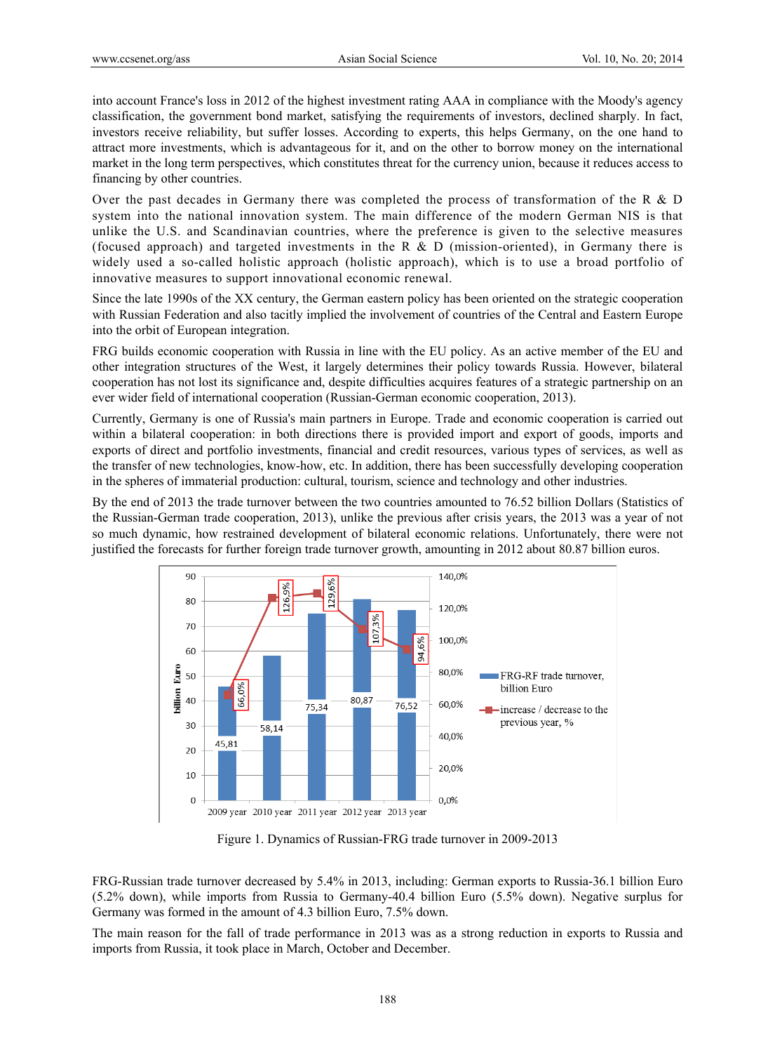into account France's loss in 2012 of the highest investment rating AAA in compliance with the Moody's agency classification, the government bond market, satisfying the requirements of investors, declined sharply. In fact, investors receive reliability, but suffer losses. According to experts, this helps Germany, on the one hand to attract more investments, which is advantageous for it, and on the other to borrow money on the international market in the long term perspectives, which constitutes threat for the currency union, because it reduces access to financing by other countries.

Over the past decades in Germany there was completed the process of transformation of the R & D system into the national innovation system. The main difference of the modern German NIS is that unlike the U.S. and Scandinavian countries, where the preference is given to the selective measures (focused approach) and targeted investments in the R & D (mission-oriented), in Germany there is widely used a so-called holistic approach (holistic approach), which is to use a broad portfolio of innovative measures to support innovational economic renewal.

Since the late 1990s of the XX century, the German eastern policy has been oriented on the strategic cooperation with Russian Federation and also tacitly implied the involvement of countries of the Central and Eastern Europe into the orbit of European integration.

FRG builds economic cooperation with Russia in line with the EU policy. As an active member of the EU and other integration structures of the West, it largely determines their policy towards Russia. However, bilateral cooperation has not lost its significance and, despite difficulties acquires features of a strategic partnership on an ever wider field of international cooperation (Russian-German economic cooperation, 2013).

Currently, Germany is one of Russia's main partners in Europe. Trade and economic cooperation is carried out within a bilateral cooperation: in both directions there is provided import and export of goods, imports and exports of direct and portfolio investments, financial and credit resources, various types of services, as well as the transfer of new technologies, know-how, etc. In addition, there has been successfully developing cooperation in the spheres of immaterial production: cultural, tourism, science and technology and other industries.

By the end of 2013 the trade turnover between the two countries amounted to 76.52 billion Dollars (Statistics of the Russian-German trade cooperation, 2013), unlike the previous after crisis years, the 2013 was a year of not so much dynamic, how restrained development of bilateral economic relations. Unfortunately, there were not justified the forecasts for further foreign trade turnover growth, amounting in 2012 about 80.87 billion euros.

| | 2009 year | 2010 year | 2011 year | 2012 year | 2013 year |
|---|---|---|---|---|---|
| FRG-RF trade turnover, billion Euro | 45,81 | 58,14 | 75,34 | 80,87 | 76,52 |
| increase / decrease to the previous year, % | 66,0% | 126,9% | 129,6% | 107,3% | 94,6% |

Figure 1. Dynamics of Russian-FRG trade turnover in 2009-2013

FRG-Russian trade turnover decreased by 5.4% in 2013, including: German exports to Russia-36.1 billion Euro (5.2% down), while imports from Russia to Germany-40.4 billion Euro (5.5% down). Negative surplus for Germany was formed in the amount of 4.3 billion Euro, 7.5% down.

The main reason for the fall of trade performance in 2013 was as a strong reduction in exports to Russia and imports from Russia, it took place in March, October and December.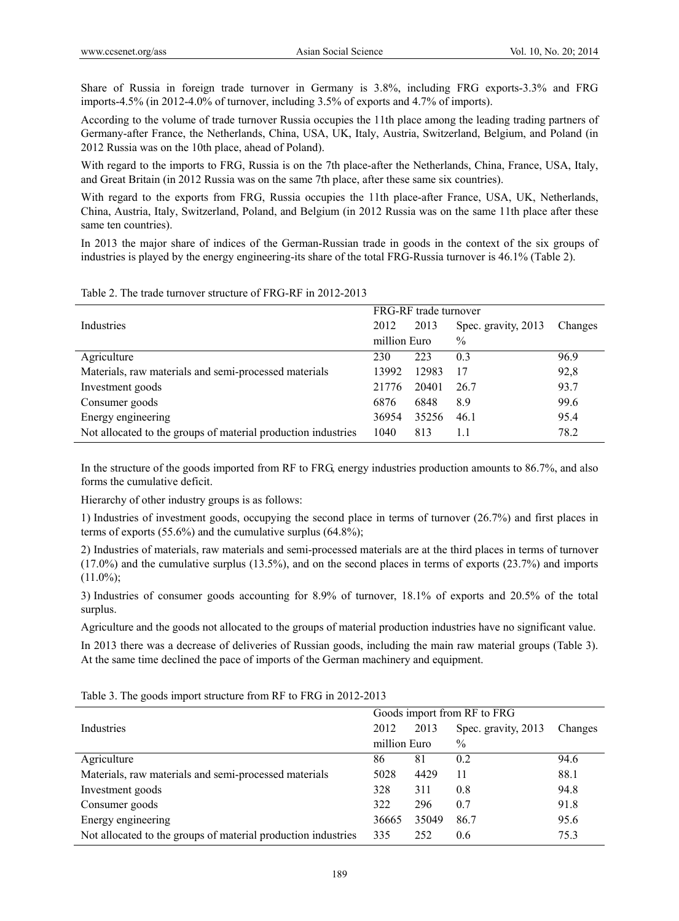Share of Russia in foreign trade turnover in Germany is 3.8%, including FRG exports-3.3% and FRG imports-4.5% (in 2012-4.0% of turnover, including 3.5% of exports and 4.7% of imports).

According to the volume of trade turnover Russia occupies the 11th place among the leading trading partners of Germany-after France, the Netherlands, China, USA, UK, Italy, Austria, Switzerland, Belgium, and Poland (in 2012 Russia was on the 10th place, ahead of Poland).

With regard to the imports to FRG, Russia is on the 7th place-after the Netherlands, China, France, USA, Italy, and Great Britain (in 2012 Russia was on the same 7th place, after these same six countries).

With regard to the exports from FRG, Russia occupies the 11th place-after France, USA, UK, Netherlands, China, Austria, Italy, Switzerland, Poland, and Belgium (in 2012 Russia was on the same 11th place after these same ten countries).

In 2013 the major share of indices of the German-Russian trade in goods in the context of the six groups of industries is played by the energy engineering-its share of the total FRG-Russia turnover is 46.1% (Table 2).

Table 2. The trade turnover structure of FRG-RF in 2012-2013

| Industries | FRG-RF trade turnover | | | |
|---|---|---|---|---|
| | 2012 | 2013 | Spec. gravity, 2013 | Changes |
| | million Euro | | % | |
| Agriculture | 230 | 223 | 0.3 | 96.9 |
| Materials, raw materials and semi-processed materials | 13992 | 12983 | 17 | 92,8 |
| Investment goods | 21776 | 20401 | 26.7 | 93.7 |
| Consumer goods | 6876 | 6848 | 8.9 | 99.6 |
| Energy engineering | 36954 | 35256 | 46.1 | 95.4 |
| Not allocated to the groups of material production industries | 1040 | 813 | 1.1 | 78.2 |

In the structure of the goods imported from RF to FRG, energy industries production amounts to 86.7%, and also forms the cumulative deficit.

Hierarchy of other industry groups is as follows:

1) Industries of investment goods, occupying the second place in terms of turnover (26.7%) and first places in terms of exports (55.6%) and the cumulative surplus (64.8%);

2) Industries of materials, raw materials and semi-processed materials are at the third places in terms of turnover (17.0%) and the cumulative surplus (13.5%), and on the second places in terms of exports (23.7%) and imports (11.0%);

3) Industries of consumer goods accounting for 8.9% of turnover, 18.1% of exports and 20.5% of the total surplus.

Agriculture and the goods not allocated to the groups of material production industries have no significant value.

In 2013 there was a decrease of deliveries of Russian goods, including the main raw material groups (Table 3). At the same time declined the pace of imports of the German machinery and equipment.

Table 3. The goods import structure from RF to FRG in 2012-2013

| Industries | Goods import from RF to FRG | | | |
|---|---|---|---|---|
| | 2012 | 2013 | Spec. gravity, 2013 | Changes |
| | million Euro | | % | |
| Agriculture | 86 | 81 | 0.2 | 94.6 |
| Materials, raw materials and semi-processed materials | 5028 | 4429 | 11 | 88.1 |
| Investment goods | 328 | 311 | 0.8 | 94.8 |
| Consumer goods | 322 | 296 | 0.7 | 91.8 |
| Energy engineering | 36665 | 35049 | 86.7 | 95.6 |
| Not allocated to the groups of material production industries | 335 | 252 | 0.6 | 75.3 |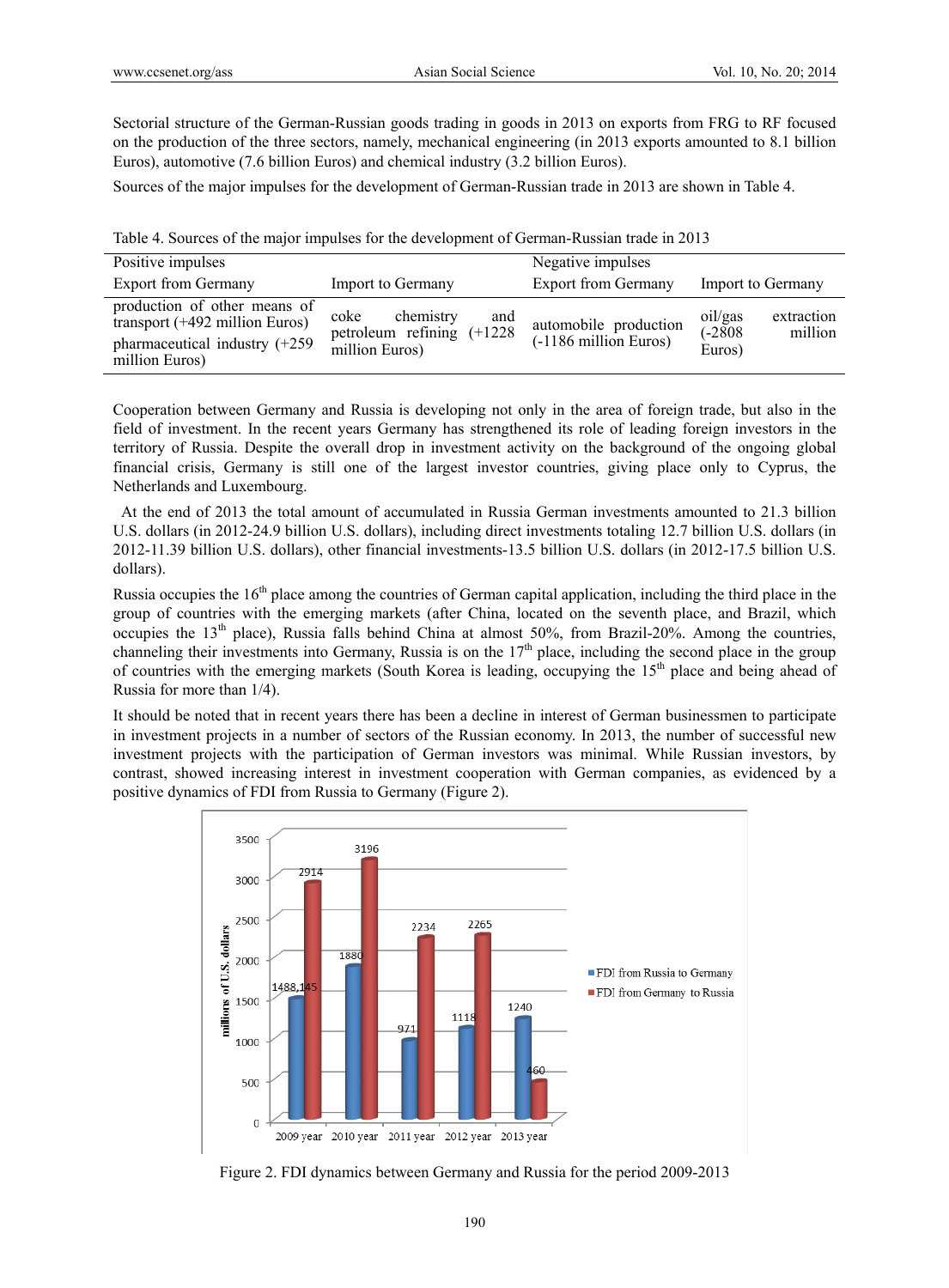Sectorial structure of the German-Russian goods trading in goods in 2013 on exports from FRG to RF focused on the production of the three sectors, namely, mechanical engineering (in 2013 exports amounted to 8.1 billion Euros), automotive (7.6 billion Euros) and chemical industry (3.2 billion Euros).

Sources of the major impulses for the development of German-Russian trade in 2013 are shown in Table 4.

Table 4. Sources of the major impulses for the development of German-Russian trade in 2013

| Positive impulses | | Negative impulses | |
|---|---|---|---|
| Export from Germany | Import to Germany | Export from Germany | Import to Germany |
| production of other means of transport (+492 million Euros) pharmaceutical industry (+259 million Euros) | coke chemistry and petroleum refining (+1228 million Euros) | automobile production (-1186 million Euros) | oil/gas extraction (-2808 million Euros) |

Cooperation between Germany and Russia is developing not only in the area of foreign trade, but also in the field of investment. In the recent years Germany has strengthened its role of leading foreign investors in the territory of Russia. Despite the overall drop in investment activity on the background of the ongoing global financial crisis, Germany is still one of the largest investor countries, giving place only to Cyprus, the Netherlands and Luxembourg.

At the end of 2013 the total amount of accumulated in Russia German investments amounted to 21.3 billion U.S. dollars (in 2012-24.9 billion U.S. dollars), including direct investments totaling 12.7 billion U.S. dollars (in 2012-11.39 billion U.S. dollars), other financial investments-13.5 billion U.S. dollars (in 2012-17.5 billion U.S. dollars).

Russia occupies the 16th place among the countries of German capital application, including the third place in the group of countries with the emerging markets (after China, located on the seventh place, and Brazil, which occupies the 13th place), Russia falls behind China at almost 50%, from Brazil-20%. Among the countries, channeling their investments into Germany, Russia is on the 17th place, including the second place in the group of countries with the emerging markets (South Korea is leading, occupying the 15th place and being ahead of Russia for more than 1/4).

It should be noted that in recent years there has been a decline in interest of German businessmen to participate in investment projects in a number of sectors of the Russian economy. In 2013, the number of successful new investment projects with the participation of German investors was minimal. While Russian investors, by contrast, showed increasing interest in investment cooperation with German companies, as evidenced by a positive dynamics of FDI from Russia to Germany (Figure 2).

| Year | FDI from Russia to Germany | FDI from Germany to Russia |
|---|---|---|
| 2009 year | 1488,145 | 2914 |
| 2010 year | 1880 | 3196 |
| 2011 year | 971 | 2234 |
| 2012 year | 1118 | 2265 |
| 2013 year | 1240 | 460 |

Figure 2. FDI dynamics between Germany and Russia for the period 2009-2013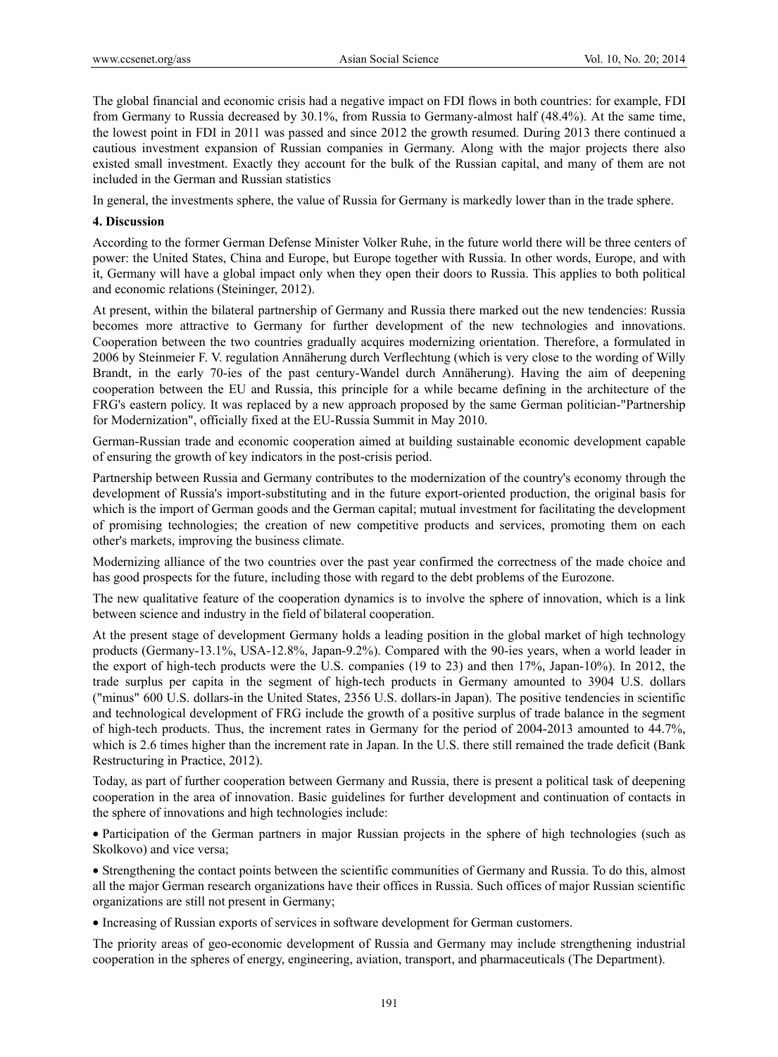The global financial and economic crisis had a negative impact on FDI flows in both countries: for example, FDI from Germany to Russia decreased by 30.1%, from Russia to Germany-almost half (48.4%). At the same time, the lowest point in FDI in 2011 was passed and since 2012 the growth resumed. During 2013 there continued a cautious investment expansion of Russian companies in Germany. Along with the major projects there also existed small investment. Exactly they account for the bulk of the Russian capital, and many of them are not included in the German and Russian statistics

In general, the investments sphere, the value of Russia for Germany is markedly lower than in the trade sphere.

## 4. Discussion

According to the former German Defense Minister Volker Ruhe, in the future world there will be three centers of power: the United States, China and Europe, but Europe together with Russia. In other words, Europe, and with it, Germany will have a global impact only when they open their doors to Russia. This applies to both political and economic relations (Steininger, 2012).

At present, within the bilateral partnership of Germany and Russia there marked out the new tendencies: Russia becomes more attractive to Germany for further development of the new technologies and innovations. Cooperation between the two countries gradually acquires modernizing orientation. Therefore, a formulated in 2006 by Steinmeier F. V. regulation Annäherung durch Verflechtung (which is very close to the wording of Willy Brandt, in the early 70-ies of the past century-Wandel durch Annäherung). Having the aim of deepening cooperation between the EU and Russia, this principle for a while became defining in the architecture of the FRG's eastern policy. It was replaced by a new approach proposed by the same German politician-"Partnership for Modernization", officially fixed at the EU-Russia Summit in May 2010.

German-Russian trade and economic cooperation aimed at building sustainable economic development capable of ensuring the growth of key indicators in the post-crisis period.

Partnership between Russia and Germany contributes to the modernization of the country's economy through the development of Russia's import-substituting and in the future export-oriented production, the original basis for which is the import of German goods and the German capital; mutual investment for facilitating the development of promising technologies; the creation of new competitive products and services, promoting them on each other's markets, improving the business climate.

Modernizing alliance of the two countries over the past year confirmed the correctness of the made choice and has good prospects for the future, including those with regard to the debt problems of the Eurozone.

The new qualitative feature of the cooperation dynamics is to involve the sphere of innovation, which is a link between science and industry in the field of bilateral cooperation.

At the present stage of development Germany holds a leading position in the global market of high technology products (Germany-13.1%, USA-12.8%, Japan-9.2%). Compared with the 90-ies years, when a world leader in the export of high-tech products were the U.S. companies (19 to 23) and then 17%, Japan-10%). In 2012, the trade surplus per capita in the segment of high-tech products in Germany amounted to 3904 U.S. dollars ("minus" 600 U.S. dollars-in the United States, 2356 U.S. dollars-in Japan). The positive tendencies in scientific and technological development of FRG include the growth of a positive surplus of trade balance in the segment of high-tech products. Thus, the increment rates in Germany for the period of 2004-2013 amounted to 44.7%, which is 2.6 times higher than the increment rate in Japan. In the U.S. there still remained the trade deficit (Bank Restructuring in Practice, 2012).

Today, as part of further cooperation between Germany and Russia, there is present a political task of deepening cooperation in the area of innovation. Basic guidelines for further development and continuation of contacts in the sphere of innovations and high technologies include:

- Participation of the German partners in major Russian projects in the sphere of high technologies (such as Skolkovo) and vice versa;
- Strengthening the contact points between the scientific communities of Germany and Russia. To do this, almost all the major German research organizations have their offices in Russia. Such offices of major Russian scientific organizations are still not present in Germany;
- Increasing of Russian exports of services in software development for German customers.

The priority areas of geo-economic development of Russia and Germany may include strengthening industrial cooperation in the spheres of energy, engineering, aviation, transport, and pharmaceuticals (The Department).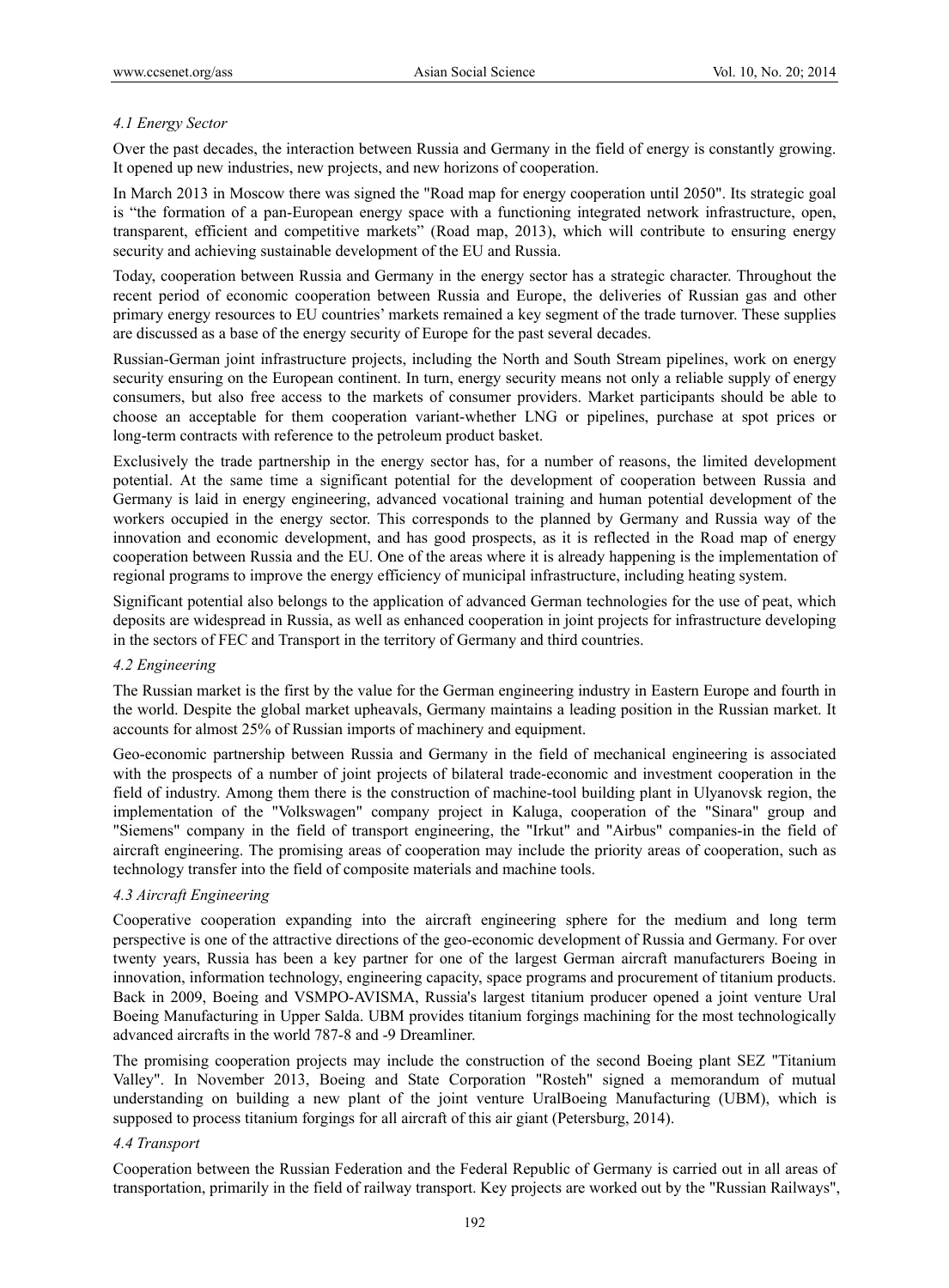#### *4.1 Energy Sector*

Over the past decades, the interaction between Russia and Germany in the field of energy is constantly growing. It opened up new industries, new projects, and new horizons of cooperation.

In March 2013 in Moscow there was signed the "Road map for energy cooperation until 2050". Its strategic goal is "the formation of a pan-European energy space with a functioning integrated network infrastructure, open, transparent, efficient and competitive markets" (Road map, 2013), which will contribute to ensuring energy security and achieving sustainable development of the EU and Russia.

Today, cooperation between Russia and Germany in the energy sector has a strategic character. Throughout the recent period of economic cooperation between Russia and Europe, the deliveries of Russian gas and other primary energy resources to EU countries' markets remained a key segment of the trade turnover. These supplies are discussed as a base of the energy security of Europe for the past several decades.

Russian-German joint infrastructure projects, including the North and South Stream pipelines, work on energy security ensuring on the European continent. In turn, energy security means not only a reliable supply of energy consumers, but also free access to the markets of consumer providers. Market participants should be able to choose an acceptable for them cooperation variant-whether LNG or pipelines, purchase at spot prices or long-term contracts with reference to the petroleum product basket.

Exclusively the trade partnership in the energy sector has, for a number of reasons, the limited development potential. At the same time a significant potential for the development of cooperation between Russia and Germany is laid in energy engineering, advanced vocational training and human potential development of the workers occupied in the energy sector. This corresponds to the planned by Germany and Russia way of the innovation and economic development, and has good prospects, as it is reflected in the Road map of energy cooperation between Russia and the EU. One of the areas where it is already happening is the implementation of regional programs to improve the energy efficiency of municipal infrastructure, including heating system.

Significant potential also belongs to the application of advanced German technologies for the use of peat, which deposits are widespread in Russia, as well as enhanced cooperation in joint projects for infrastructure developing in the sectors of FEC and Transport in the territory of Germany and third countries.

#### *4.2 Engineering*

The Russian market is the first by the value for the German engineering industry in Eastern Europe and fourth in the world. Despite the global market upheavals, Germany maintains a leading position in the Russian market. It accounts for almost 25% of Russian imports of machinery and equipment.

Geo-economic partnership between Russia and Germany in the field of mechanical engineering is associated with the prospects of a number of joint projects of bilateral trade-economic and investment cooperation in the field of industry. Among them there is the construction of machine-tool building plant in Ulyanovsk region, the implementation of the "Volkswagen" company project in Kaluga, cooperation of the "Sinara" group and "Siemens" company in the field of transport engineering, the "Irkut" and "Airbus" companies-in the field of aircraft engineering. The promising areas of cooperation may include the priority areas of cooperation, such as technology transfer into the field of composite materials and machine tools.

#### *4.3 Aircraft Engineering*

Cooperative cooperation expanding into the aircraft engineering sphere for the medium and long term perspective is one of the attractive directions of the geo-economic development of Russia and Germany. For over twenty years, Russia has been a key partner for one of the largest German aircraft manufacturers Boeing in innovation, information technology, engineering capacity, space programs and procurement of titanium products. Back in 2009, Boeing and VSMPO-AVISMA, Russia's largest titanium producer opened a joint venture Ural Boeing Manufacturing in Upper Salda. UBM provides titanium forgings machining for the most technologically advanced aircrafts in the world 787-8 and -9 Dreamliner.

The promising cooperation projects may include the construction of the second Boeing plant SEZ "Titanium Valley". In November 2013, Boeing and State Corporation "Rosteh" signed a memorandum of mutual understanding on building a new plant of the joint venture UralBoeing Manufacturing (UBM), which is supposed to process titanium forgings for all aircraft of this air giant (Petersburg, 2014).

#### *4.4 Transport*

Cooperation between the Russian Federation and the Federal Republic of Germany is carried out in all areas of transportation, primarily in the field of railway transport. Key projects are worked out by the "Russian Railways",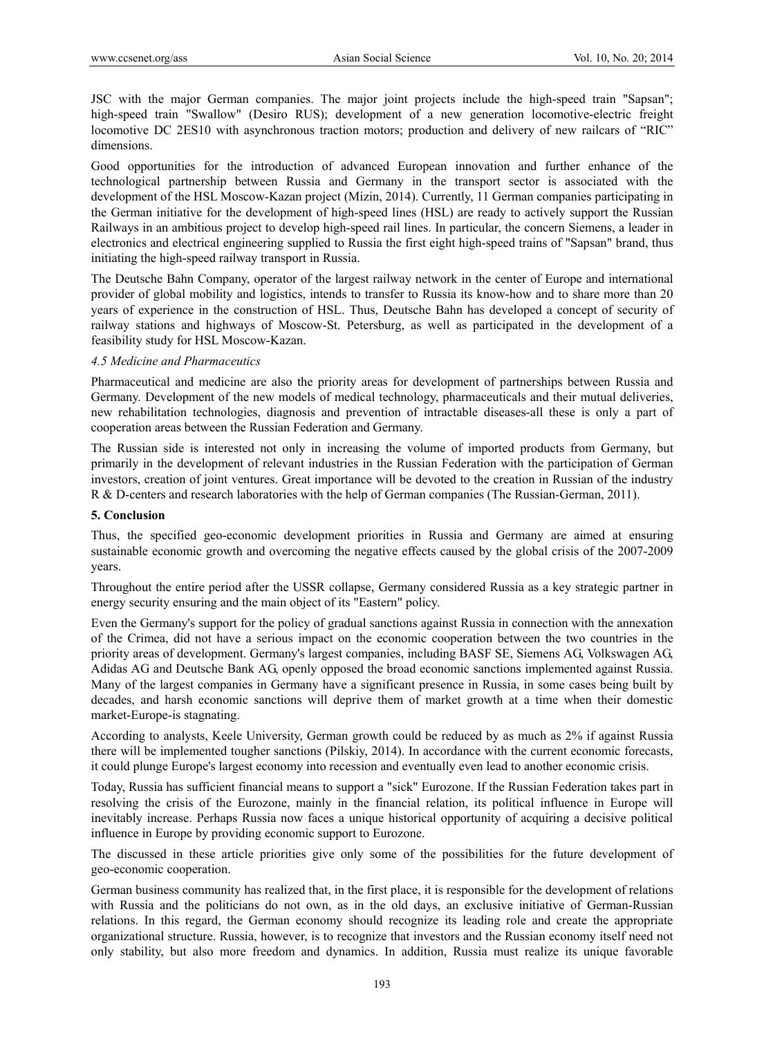JSC with the major German companies. The major joint projects include the high-speed train "Sapsan"; high-speed train "Swallow" (Desiro RUS); development of a new generation locomotive-electric freight locomotive DC 2ES10 with asynchronous traction motors; production and delivery of new railcars of "RIC" dimensions.

Good opportunities for the introduction of advanced European innovation and further enhance of the technological partnership between Russia and Germany in the transport sector is associated with the development of the HSL Moscow-Kazan project (Mizin, 2014). Currently, 11 German companies participating in the German initiative for the development of high-speed lines (HSL) are ready to actively support the Russian Railways in an ambitious project to develop high-speed rail lines. In particular, the concern Siemens, a leader in electronics and electrical engineering supplied to Russia the first eight high-speed trains of "Sapsan" brand, thus initiating the high-speed railway transport in Russia.

The Deutsche Bahn Company, operator of the largest railway network in the center of Europe and international provider of global mobility and logistics, intends to transfer to Russia its know-how and to share more than 20 years of experience in the construction of HSL. Thus, Deutsche Bahn has developed a concept of security of railway stations and highways of Moscow-St. Petersburg, as well as participated in the development of a feasibility study for HSL Moscow-Kazan.

### *4.5 Medicine and Pharmaceutics*

Pharmaceutical and medicine are also the priority areas for development of partnerships between Russia and Germany. Development of the new models of medical technology, pharmaceuticals and their mutual deliveries, new rehabilitation technologies, diagnosis and prevention of intractable diseases-all these is only a part of cooperation areas between the Russian Federation and Germany.

The Russian side is interested not only in increasing the volume of imported products from Germany, but primarily in the development of relevant industries in the Russian Federation with the participation of German investors, creation of joint ventures. Great importance will be devoted to the creation in Russian of the industry R & D-centers and research laboratories with the help of German companies (The Russian-German, 2011).

## 5. Conclusion

Thus, the specified geo-economic development priorities in Russia and Germany are aimed at ensuring sustainable economic growth and overcoming the negative effects caused by the global crisis of the 2007-2009 years.

Throughout the entire period after the USSR collapse, Germany considered Russia as a key strategic partner in energy security ensuring and the main object of its "Eastern" policy.

Even the Germany's support for the policy of gradual sanctions against Russia in connection with the annexation of the Crimea, did not have a serious impact on the economic cooperation between the two countries in the priority areas of development. Germany's largest companies, including BASF SE, Siemens AG, Volkswagen AG, Adidas AG and Deutsche Bank AG, openly opposed the broad economic sanctions implemented against Russia. Many of the largest companies in Germany have a significant presence in Russia, in some cases being built by decades, and harsh economic sanctions will deprive them of market growth at a time when their domestic market-Europe-is stagnating.

According to analysts, Keele University, German growth could be reduced by as much as 2% if against Russia there will be implemented tougher sanctions (Pilskiy, 2014). In accordance with the current economic forecasts, it could plunge Europe's largest economy into recession and eventually even lead to another economic crisis.

Today, Russia has sufficient financial means to support a "sick" Eurozone. If the Russian Federation takes part in resolving the crisis of the Eurozone, mainly in the financial relation, its political influence in Europe will inevitably increase. Perhaps Russia now faces a unique historical opportunity of acquiring a decisive political influence in Europe by providing economic support to Eurozone.

The discussed in these article priorities give only some of the possibilities for the future development of geo-economic cooperation.

German business community has realized that, in the first place, it is responsible for the development of relations with Russia and the politicians do not own, as in the old days, an exclusive initiative of German-Russian relations. In this regard, the German economy should recognize its leading role and create the appropriate organizational structure. Russia, however, is to recognize that investors and the Russian economy itself need not only stability, but also more freedom and dynamics. In addition, Russia must realize its unique favorable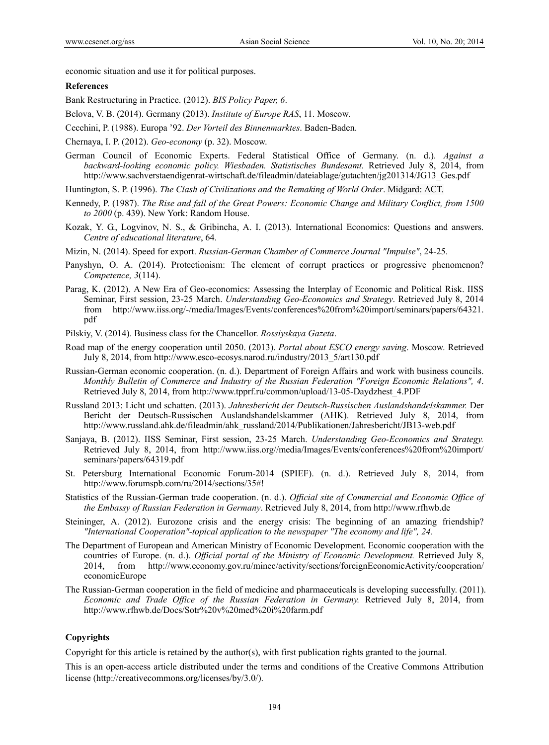economic situation and use it for political purposes.

**References**

Bank Restructuring in Practice. (2012). *BIS Policy Paper, 6*.

Belova, V. B. (2014). Germany (2013). *Institute of Europe RAS*, 11. Moscow.

Cecchini, P. (1988). Europa '92. *Der Vorteil des Binnenmarktes*. Baden-Baden.

Chernaya, I. P. (2012). *Geo-economy* (p. 32). Moscow.

German Council of Economic Experts. Federal Statistical Office of Germany. (n. d.). *Against a backward-looking economic policy. Wiesbaden. Statistisches Bundesamt.* Retrieved July 8, 2014, from http://www.sachverstaendigenrat-wirtschaft.de/fileadmin/dateiablage/gutachten/jg201314/JG13_Ges.pdf

Huntington, S. P. (1996). *The Clash of Civilizations and the Remaking of World Order*. Midgard: ACT.

Kennedy, P. (1987). *The Rise and fall of the Great Powers: Economic Change and Military Conflict, from 1500 to 2000* (p. 439). New York: Random House.

Kozak, Y. G., Logvinov, N. S., & Gribincha, A. I. (2013). International Economics: Questions and answers. *Centre of educational literature*, 64.

Mizin, N. (2014). Speed for export. *Russian-German Chamber of Commerce Journal "Impulse"*, 24-25.

Panyshyn, O. A. (2014). Protectionism: The element of corrupt practices or progressive phenomenon? *Competence, 3*(114).

Parag, K. (2012). A New Era of Geo-economics: Assessing the Interplay of Economic and Political Risk. IISS Seminar, First session, 23-25 March. *Understanding Geo-Economics and Strategy*. Retrieved July 8, 2014 from http://www.iiss.org/-/media/Images/Events/conferences%20from%20import/seminars/papers/64321.pdf

Pilskiy, V. (2014). Business class for the Chancellor. *Rossiyskaya Gazeta*.

Road map of the energy cooperation until 2050. (2013). *Portal about ESCO energy saving*. Moscow. Retrieved July 8, 2014, from http://www.esco-ecosys.narod.ru/industry/2013_5/art130.pdf

Russian-German economic cooperation. (n. d.). Department of Foreign Affairs and work with business councils. *Monthly Bulletin of Commerce and Industry of the Russian Federation "Foreign Economic Relations", 4*. Retrieved July 8, 2014, from http://www.tpprf.ru/common/upload/13-05-Daydzhest_4.PDF

Russland 2013: Licht und schatten. (2013). *Jahresbericht der Deutsch-Russischen Auslandshandelskammer.* Der Bericht der Deutsch-Russischen Auslandshandelskammer (AHK). Retrieved July 8, 2014, from http://www.russland.ahk.de/fileadmin/ahk_russland/2014/Publikationen/Jahresbericht/JB13-web.pdf

Sanjaya, B. (2012). IISS Seminar, First session, 23-25 March. *Understanding Geo-Economics and Strategy.* Retrieved July 8, 2014, from http://www.iiss.org//media/Images/Events/conferences%20from%20import/seminars/papers/64319.pdf

St. Petersburg International Economic Forum-2014 (SPIEF). (n. d.). Retrieved July 8, 2014, from http://www.forumspb.com/ru/2014/sections/35#!

Statistics of the Russian-German trade cooperation. (n. d.). *Official site of Commercial and Economic Office of the Embassy of Russian Federation in Germany*. Retrieved July 8, 2014, from http://www.rfhwb.de

Steininger, A. (2012). Eurozone crisis and the energy crisis: The beginning of an amazing friendship? *"International Cooperation"-topical application to the newspaper "The economy and life", 24.*

The Department of European and American Ministry of Economic Development. Economic cooperation with the countries of Europe. (n. d.). *Official portal of the Ministry of Economic Development.* Retrieved July 8, 2014, from http://www.economy.gov.ru/minec/activity/sections/foreignEconomicActivity/cooperation/economicEurope

The Russian-German cooperation in the field of medicine and pharmaceuticals is developing successfully. (2011). *Economic and Trade Office of the Russian Federation in Germany.* Retrieved July 8, 2014, from http://www.rfhwb.de/Docs/Sotr%20v%20med%20i%20farm.pdf

**Copyrights**

Copyright for this article is retained by the author(s), with first publication rights granted to the journal.

This is an open-access article distributed under the terms and conditions of the Creative Commons Attribution license (http://creativecommons.org/licenses/by/3.0/).